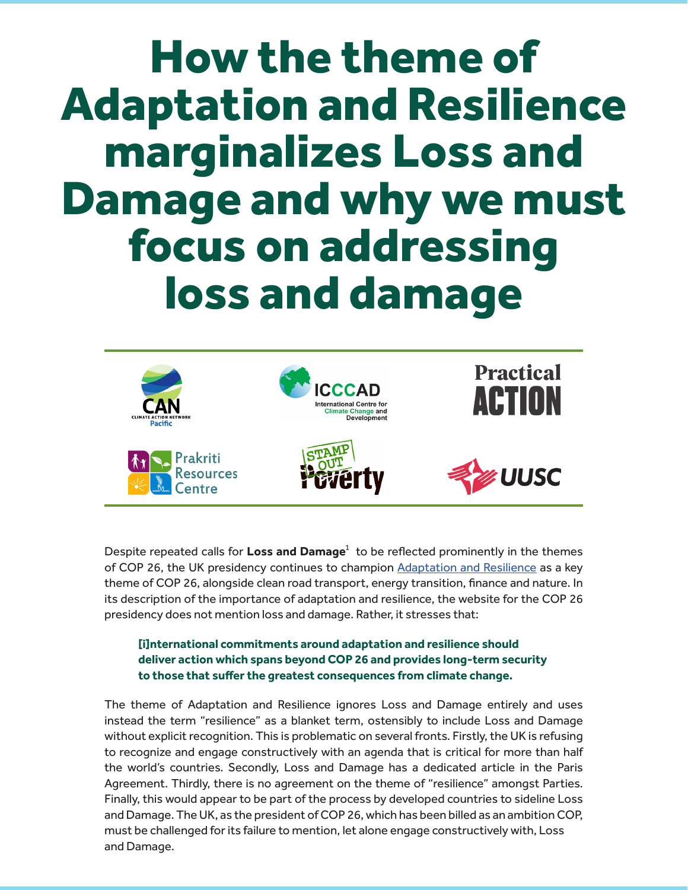# How the theme of Adaptation and Resilience marginalizes Loss and Damage and why we must focus on addressing loss and damage

Despite repeated calls for **Loss and Damage**[1] to be reflected prominently in the themes of COP 26, the UK presidency continues to champion Adaptation and Resilience as a key theme of COP 26, alongside clean road transport, energy transition, finance and nature. In its description of the importance of adaptation and resilience, the website for the COP 26 presidency does not mention loss and damage. Rather, it stresses that:

> **[i]nternational commitments around adaptation and resilience should deliver action which spans beyond COP 26 and provides long-term security to those that suffer the greatest consequences from climate change.**

The theme of Adaptation and Resilience ignores Loss and Damage entirely and uses instead the term "resilience" as a blanket term, ostensibly to include Loss and Damage without explicit recognition. This is problematic on several fronts. Firstly, the UK is refusing to recognize and engage constructively with an agenda that is critical for more than half the world's countries. Secondly, Loss and Damage has a dedicated article in the Paris Agreement. Thirdly, there is no agreement on the theme of "resilience" amongst Parties. Finally, this would appear to be part of the process by developed countries to sideline Loss and Damage. The UK, as the president of COP 26, which has been billed as an ambition COP, must be challenged for its failure to mention, let alone engage constructively with, Loss and Damage.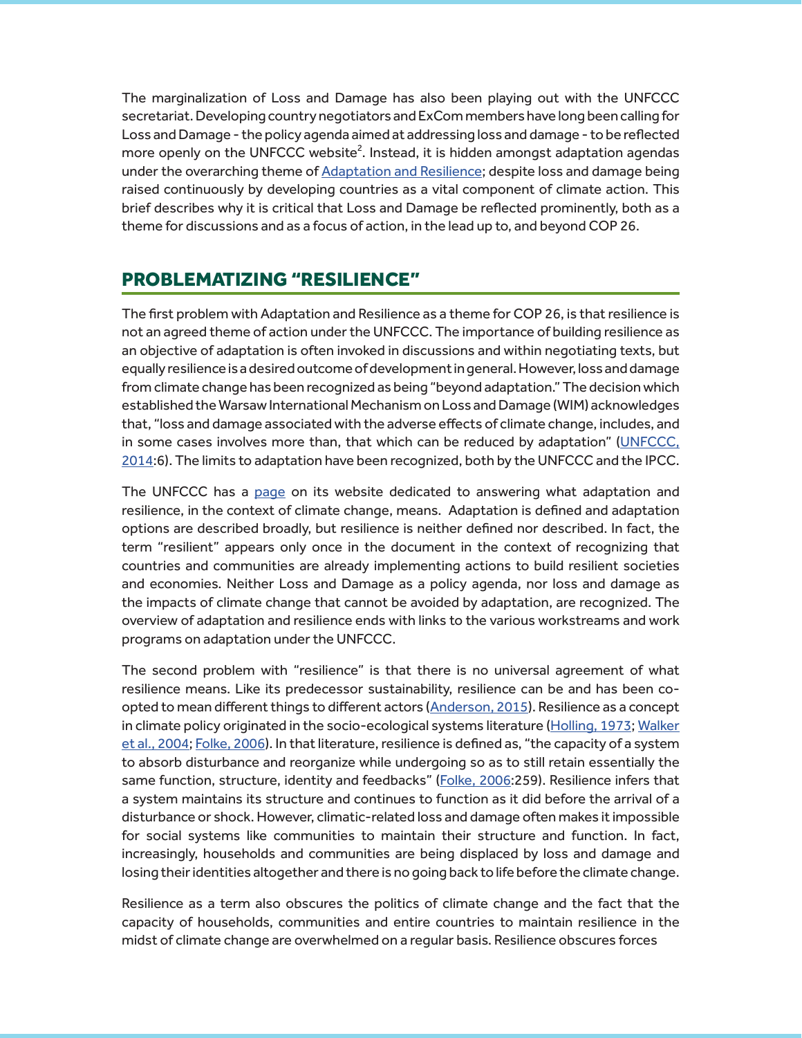The marginalization of Loss and Damage has also been playing out with the UNFCCC secretariat. Developing country negotiators and ExCom members have long been calling for Loss and Damage - the policy agenda aimed at addressing loss and damage - to be reflected more openly on the UNFCCC website[2]. Instead, it is hidden amongst adaptation agendas under the overarching theme of Adaptation and Resilience; despite loss and damage being raised continuously by developing countries as a vital component of climate action. This brief describes why it is critical that Loss and Damage be reflected prominently, both as a theme for discussions and as a focus of action, in the lead up to, and beyond COP 26.

## PROBLEMATIZING "RESILIENCE"

The first problem with Adaptation and Resilience as a theme for COP 26, is that resilience is not an agreed theme of action under the UNFCCC. The importance of building resilience as an objective of adaptation is often invoked in discussions and within negotiating texts, but equally resilience is a desired outcome of development in general. However, loss and damage from climate change has been recognized as being "beyond adaptation." The decision which established the Warsaw International Mechanism on Loss and Damage (WIM) acknowledges that, "loss and damage associated with the adverse effects of climate change, includes, and in some cases involves more than, that which can be reduced by adaptation" (UNFCCC, 2014:6). The limits to adaptation have been recognized, both by the UNFCCC and the IPCC.

The UNFCCC has a page on its website dedicated to answering what adaptation and resilience, in the context of climate change, means. Adaptation is defined and adaptation options are described broadly, but resilience is neither defined nor described. In fact, the term "resilient" appears only once in the document in the context of recognizing that countries and communities are already implementing actions to build resilient societies and economies. Neither Loss and Damage as a policy agenda, nor loss and damage as the impacts of climate change that cannot be avoided by adaptation, are recognized. The overview of adaptation and resilience ends with links to the various workstreams and work programs on adaptation under the UNFCCC.

The second problem with "resilience" is that there is no universal agreement of what resilience means. Like its predecessor sustainability, resilience can be and has been co-opted to mean different things to different actors (Anderson, 2015). Resilience as a concept in climate policy originated in the socio-ecological systems literature (Holling, 1973; Walker et al., 2004; Folke, 2006). In that literature, resilience is defined as, "the capacity of a system to absorb disturbance and reorganize while undergoing so as to still retain essentially the same function, structure, identity and feedbacks" (Folke, 2006:259). Resilience infers that a system maintains its structure and continues to function as it did before the arrival of a disturbance or shock. However, climatic-related loss and damage often makes it impossible for social systems like communities to maintain their structure and function. In fact, increasingly, households and communities are being displaced by loss and damage and losing their identities altogether and there is no going back to life before the climate change.

Resilience as a term also obscures the politics of climate change and the fact that the capacity of households, communities and entire countries to maintain resilience in the midst of climate change are overwhelmed on a regular basis. Resilience obscures forces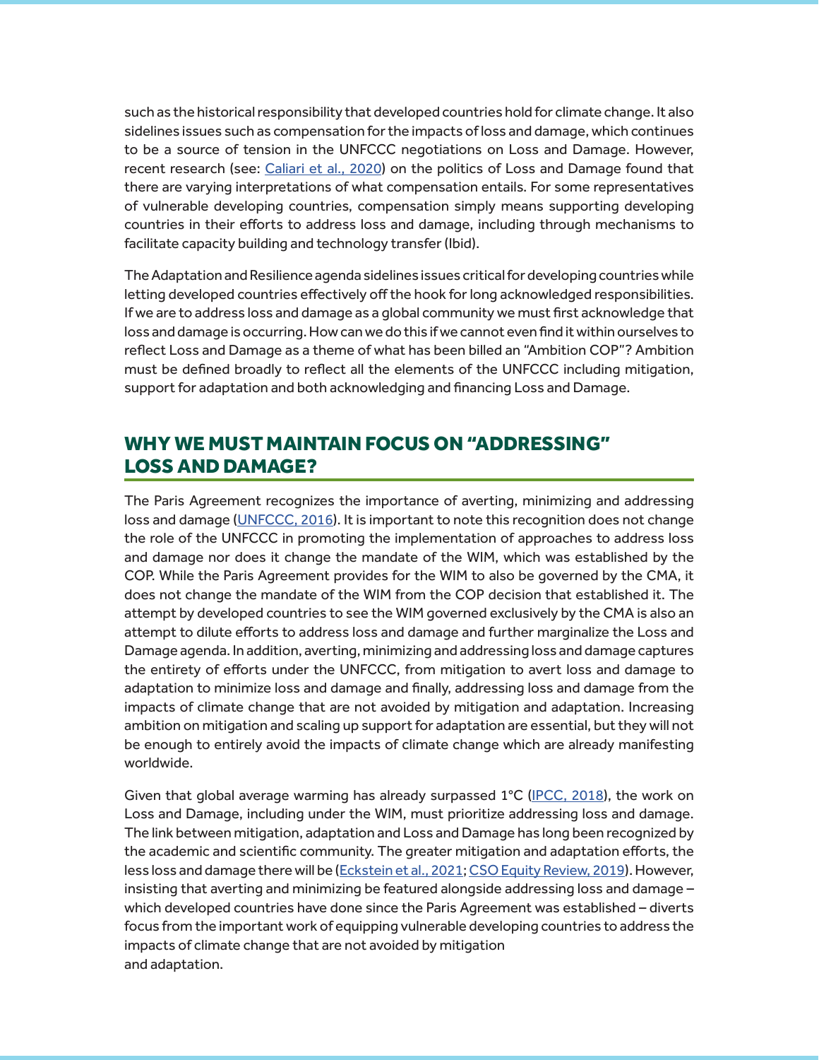such as the historical responsibility that developed countries hold for climate change. It also sidelines issues such as compensation for the impacts of loss and damage, which continues to be a source of tension in the UNFCCC negotiations on Loss and Damage. However, recent research (see: Caliari et al., 2020) on the politics of Loss and Damage found that there are varying interpretations of what compensation entails. For some representatives of vulnerable developing countries, compensation simply means supporting developing countries in their efforts to address loss and damage, including through mechanisms to facilitate capacity building and technology transfer (Ibid).

The Adaptation and Resilience agenda sidelines issues critical for developing countries while letting developed countries effectively off the hook for long acknowledged responsibilities. If we are to address loss and damage as a global community we must first acknowledge that loss and damage is occurring. How can we do this if we cannot even find it within ourselves to reflect Loss and Damage as a theme of what has been billed an "Ambition COP"? Ambition must be defined broadly to reflect all the elements of the UNFCCC including mitigation, support for adaptation and both acknowledging and financing Loss and Damage.

## WHY WE MUST MAINTAIN FOCUS ON "ADDRESSING" LOSS AND DAMAGE?

The Paris Agreement recognizes the importance of averting, minimizing and addressing loss and damage (UNFCCC, 2016). It is important to note this recognition does not change the role of the UNFCCC in promoting the implementation of approaches to address loss and damage nor does it change the mandate of the WIM, which was established by the COP. While the Paris Agreement provides for the WIM to also be governed by the CMA, it does not change the mandate of the WIM from the COP decision that established it. The attempt by developed countries to see the WIM governed exclusively by the CMA is also an attempt to dilute efforts to address loss and damage and further marginalize the Loss and Damage agenda. In addition, averting, minimizing and addressing loss and damage captures the entirety of efforts under the UNFCCC, from mitigation to avert loss and damage to adaptation to minimize loss and damage and finally, addressing loss and damage from the impacts of climate change that are not avoided by mitigation and adaptation. Increasing ambition on mitigation and scaling up support for adaptation are essential, but they will not be enough to entirely avoid the impacts of climate change which are already manifesting worldwide.

Given that global average warming has already surpassed 1°C (IPCC, 2018), the work on Loss and Damage, including under the WIM, must prioritize addressing loss and damage. The link between mitigation, adaptation and Loss and Damage has long been recognized by the academic and scientific community. The greater mitigation and adaptation efforts, the less loss and damage there will be (Eckstein et al., 2021; CSO Equity Review, 2019). However, insisting that averting and minimizing be featured alongside addressing loss and damage – which developed countries have done since the Paris Agreement was established – diverts focus from the important work of equipping vulnerable developing countries to address the impacts of climate change that are not avoided by mitigation and adaptation.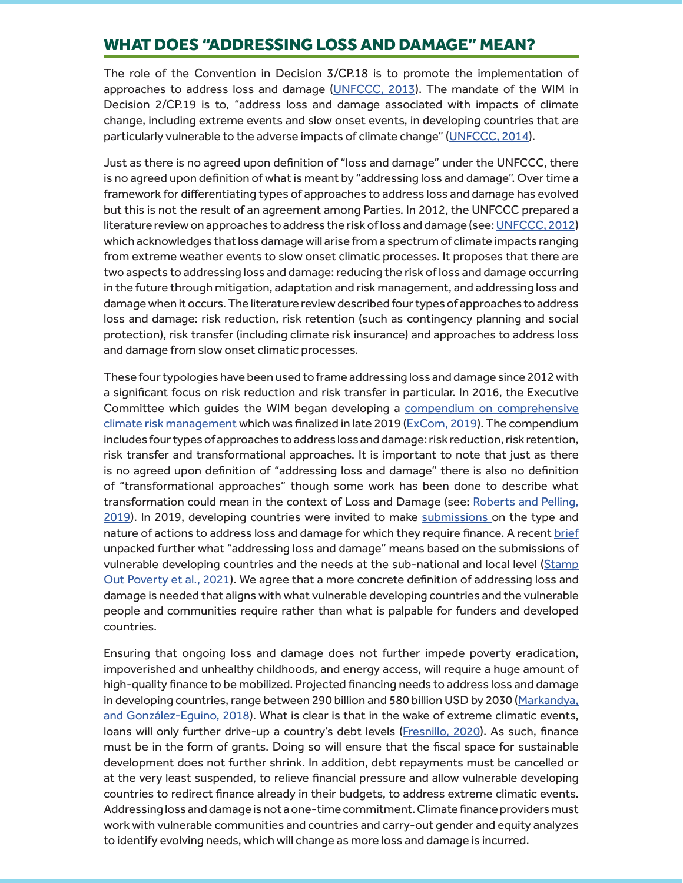## WHAT DOES "ADDRESSING LOSS AND DAMAGE" MEAN?

The role of the Convention in Decision 3/CP.18 is to promote the implementation of approaches to address loss and damage (UNFCCC, 2013). The mandate of the WIM in Decision 2/CP.19 is to, "address loss and damage associated with impacts of climate change, including extreme events and slow onset events, in developing countries that are particularly vulnerable to the adverse impacts of climate change" (UNFCCC, 2014).

Just as there is no agreed upon definition of "loss and damage" under the UNFCCC, there is no agreed upon definition of what is meant by "addressing loss and damage". Over time a framework for differentiating types of approaches to address loss and damage has evolved but this is not the result of an agreement among Parties. In 2012, the UNFCCC prepared a literature review on approaches to address the risk of loss and damage (see: UNFCCC, 2012) which acknowledges that loss damage will arise from a spectrum of climate impacts ranging from extreme weather events to slow onset climatic processes. It proposes that there are two aspects to addressing loss and damage: reducing the risk of loss and damage occurring in the future through mitigation, adaptation and risk management, and addressing loss and damage when it occurs. The literature review described four types of approaches to address loss and damage: risk reduction, risk retention (such as contingency planning and social protection), risk transfer (including climate risk insurance) and approaches to address loss and damage from slow onset climatic processes.

These four typologies have been used to frame addressing loss and damage since 2012 with a significant focus on risk reduction and risk transfer in particular. In 2016, the Executive Committee which guides the WIM began developing a compendium on comprehensive climate risk management which was finalized in late 2019 (ExCom, 2019). The compendium includes four types of approaches to address loss and damage: risk reduction, risk retention, risk transfer and transformational approaches. It is important to note that just as there is no agreed upon definition of "addressing loss and damage" there is also no definition of "transformational approaches" though some work has been done to describe what transformation could mean in the context of Loss and Damage (see: Roberts and Pelling, 2019). In 2019, developing countries were invited to make submissions on the type and nature of actions to address loss and damage for which they require finance. A recent brief unpacked further what "addressing loss and damage" means based on the submissions of vulnerable developing countries and the needs at the sub-national and local level (Stamp Out Poverty et al., 2021). We agree that a more concrete definition of addressing loss and damage is needed that aligns with what vulnerable developing countries and the vulnerable people and communities require rather than what is palpable for funders and developed countries.

Ensuring that ongoing loss and damage does not further impede poverty eradication, impoverished and unhealthy childhoods, and energy access, will require a huge amount of high-quality finance to be mobilized. Projected financing needs to address loss and damage in developing countries, range between 290 billion and 580 billion USD by 2030 (Markandya, and González-Eguino, 2018). What is clear is that in the wake of extreme climatic events, loans will only further drive-up a country's debt levels (Fresnillo, 2020). As such, finance must be in the form of grants. Doing so will ensure that the fiscal space for sustainable development does not further shrink. In addition, debt repayments must be cancelled or at the very least suspended, to relieve financial pressure and allow vulnerable developing countries to redirect finance already in their budgets, to address extreme climatic events. Addressing loss and damage is not a one-time commitment. Climate finance providers must work with vulnerable communities and countries and carry-out gender and equity analyzes to identify evolving needs, which will change as more loss and damage is incurred.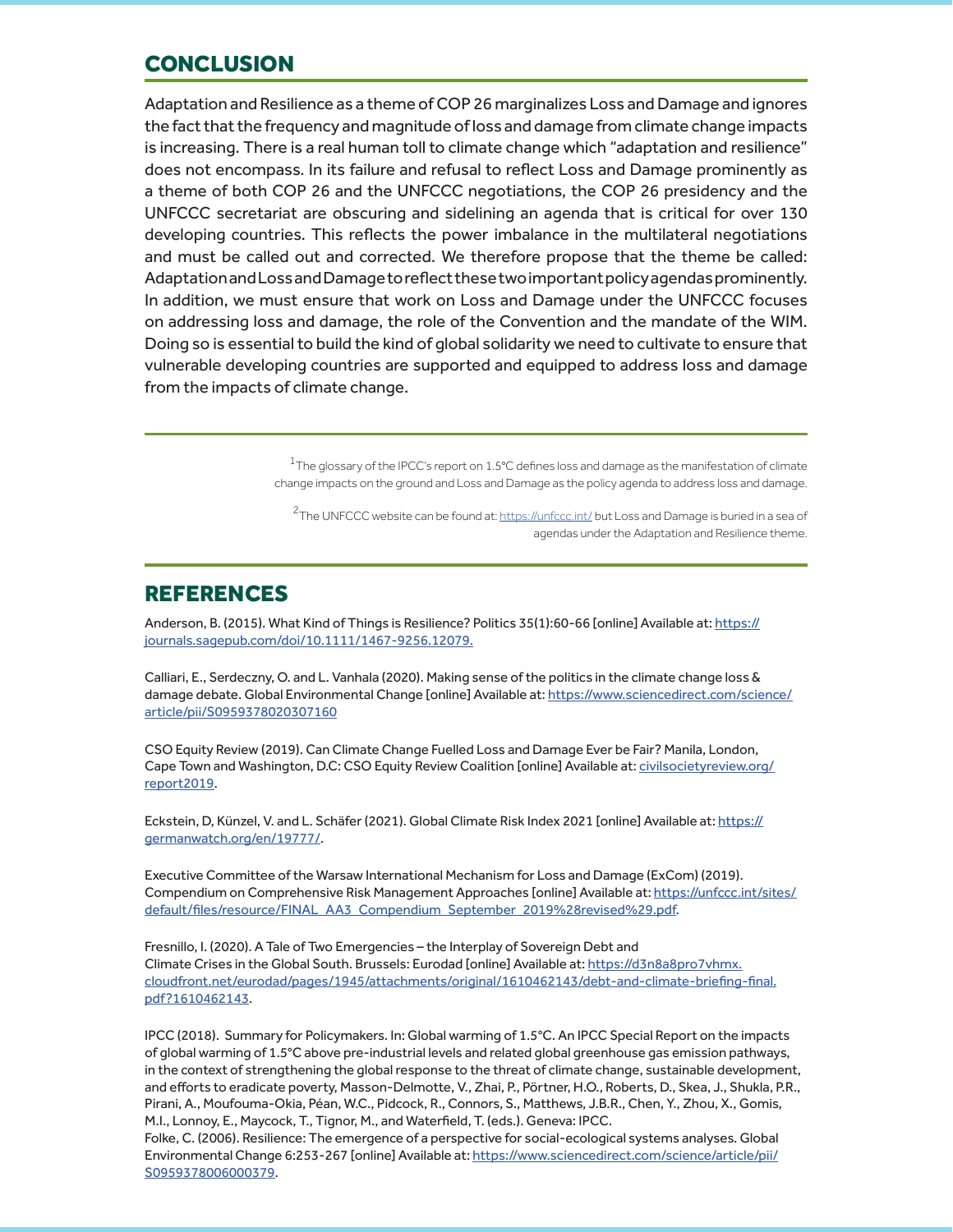## CONCLUSION

Adaptation and Resilience as a theme of COP 26 marginalizes Loss and Damage and ignores the fact that the frequency and magnitude of loss and damage from climate change impacts is increasing. There is a real human toll to climate change which "adaptation and resilience" does not encompass. In its failure and refusal to reflect Loss and Damage prominently as a theme of both COP 26 and the UNFCCC negotiations, the COP 26 presidency and the UNFCCC secretariat are obscuring and sidelining an agenda that is critical for over 130 developing countries. This reflects the power imbalance in the multilateral negotiations and must be called out and corrected. We therefore propose that the theme be called: Adaptation and Loss and Damage to reflect these two important policy agendas prominently. In addition, we must ensure that work on Loss and Damage under the UNFCCC focuses on addressing loss and damage, the role of the Convention and the mandate of the WIM. Doing so is essential to build the kind of global solidarity we need to cultivate to ensure that vulnerable developing countries are supported and equipped to address loss and damage from the impacts of climate change.

---

[1] The glossary of the IPCC's report on 1.5°C defines loss and damage as the manifestation of climate change impacts on the ground and Loss and Damage as the policy agenda to address loss and damage.

[2] The UNFCCC website can be found at: https://unfccc.int/ but Loss and Damage is buried in a sea of agendas under the Adaptation and Resilience theme.

---

## REFERENCES

Anderson, B. (2015). What Kind of Things is Resilience? Politics 35(1):60-66 [online] Available at: https://journals.sagepub.com/doi/10.1111/1467-9256.12079.

Calliari, E., Serdeczny, O. and L. Vanhala (2020). Making sense of the politics in the climate change loss & damage debate. Global Environmental Change [online] Available at: https://www.sciencedirect.com/science/article/pii/S0959378020307160

CSO Equity Review (2019). Can Climate Change Fuelled Loss and Damage Ever be Fair? Manila, London, Cape Town and Washington, D.C: CSO Equity Review Coalition [online] Available at: civilsocietyreview.org/report2019.

Eckstein, D, Künzel, V. and L. Schäfer (2021). Global Climate Risk Index 2021 [online] Available at: https://germanwatch.org/en/19777/.

Executive Committee of the Warsaw International Mechanism for Loss and Damage (ExCom) (2019). Compendium on Comprehensive Risk Management Approaches [online] Available at: https://unfccc.int/sites/default/files/resource/FINAL_AA3_Compendium_September_2019%28revised%29.pdf.

Fresnillo, I. (2020). A Tale of Two Emergencies – the Interplay of Sovereign Debt and Climate Crises in the Global South. Brussels: Eurodad [online] Available at: https://d3n8a8pro7vhmx.cloudfront.net/eurodad/pages/1945/attachments/original/1610462143/debt-and-climate-briefing-final.pdf?1610462143.

IPCC (2018). Summary for Policymakers. In: Global warming of 1.5°C. An IPCC Special Report on the impacts of global warming of 1.5°C above pre-industrial levels and related global greenhouse gas emission pathways, in the context of strengthening the global response to the threat of climate change, sustainable development, and efforts to eradicate poverty, Masson-Delmotte, V., Zhai, P., Pörtner, H.O., Roberts, D., Skea, J., Shukla, P.R., Pirani, A., Moufouma-Okia, Péan, W.C., Pidcock, R., Connors, S., Matthews, J.B.R., Chen, Y., Zhou, X., Gomis, M.I., Lonnoy, E., Maycock, T., Tignor, M., and Waterfield, T. (eds.). Geneva: IPCC.

Folke, C. (2006). Resilience: The emergence of a perspective for social-ecological systems analyses. Global Environmental Change 6:253-267 [online] Available at: https://www.sciencedirect.com/science/article/pii/S0959378006000379.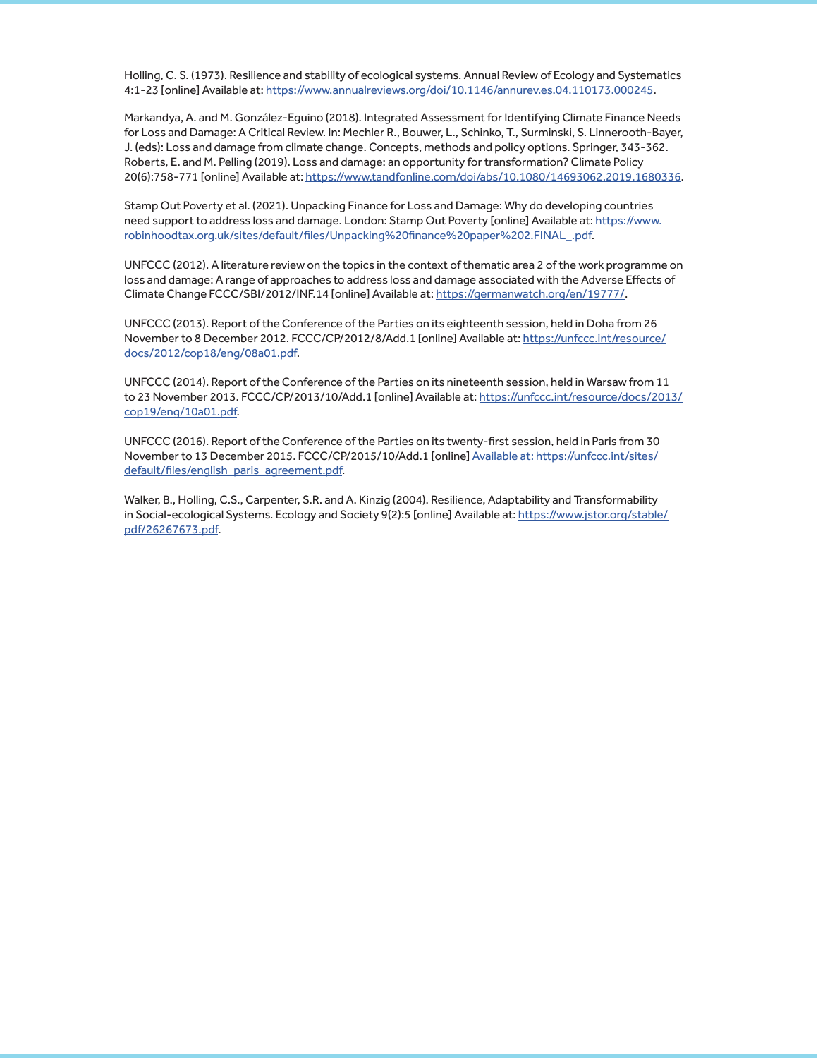Holling, C. S. (1973). Resilience and stability of ecological systems. Annual Review of Ecology and Systematics 4:1-23 [online] Available at: https://www.annualreviews.org/doi/10.1146/annurev.es.04.110173.000245.

Markandya, A. and M. González-Eguino (2018). Integrated Assessment for Identifying Climate Finance Needs for Loss and Damage: A Critical Review. In: Mechler R., Bouwer, L., Schinko, T., Surminski, S. Linnerooth-Bayer, J. (eds): Loss and damage from climate change. Concepts, methods and policy options. Springer, 343-362.
Roberts, E. and M. Pelling (2019). Loss and damage: an opportunity for transformation? Climate Policy 20(6):758-771 [online] Available at: https://www.tandfonline.com/doi/abs/10.1080/14693062.2019.1680336.

Stamp Out Poverty et al. (2021). Unpacking Finance for Loss and Damage: Why do developing countries need support to address loss and damage. London: Stamp Out Poverty [online] Available at: https://www.robinhoodtax.org.uk/sites/default/files/Unpacking%20finance%20paper%202.FINAL_.pdf.

UNFCCC (2012). A literature review on the topics in the context of thematic area 2 of the work programme on loss and damage: A range of approaches to address loss and damage associated with the Adverse Effects of Climate Change FCCC/SBI/2012/INF.14 [online] Available at: https://germanwatch.org/en/19777/.

UNFCCC (2013). Report of the Conference of the Parties on its eighteenth session, held in Doha from 26 November to 8 December 2012. FCCC/CP/2012/8/Add.1 [online] Available at: https://unfccc.int/resource/docs/2012/cop18/eng/08a01.pdf.

UNFCCC (2014). Report of the Conference of the Parties on its nineteenth session, held in Warsaw from 11 to 23 November 2013. FCCC/CP/2013/10/Add.1 [online] Available at: https://unfccc.int/resource/docs/2013/cop19/eng/10a01.pdf.

UNFCCC (2016). Report of the Conference of the Parties on its twenty-first session, held in Paris from 30 November to 13 December 2015. FCCC/CP/2015/10/Add.1 [online] Available at: https://unfccc.int/sites/default/files/english_paris_agreement.pdf.

Walker, B., Holling, C.S., Carpenter, S.R. and A. Kinzig (2004). Resilience, Adaptability and Transformability in Social-ecological Systems. Ecology and Society 9(2):5 [online] Available at: https://www.jstor.org/stable/pdf/26267673.pdf.